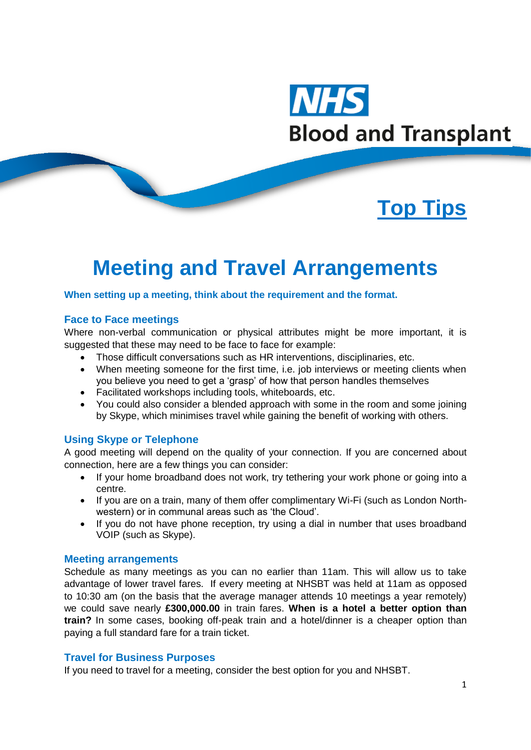NHS Blood and Transplant

**Top Tips**

# Meeting and Travel Arrangements

**When setting up a meeting, think about the requirement and the format.**

## Face to Face meetings

Where non-verbal communication or physical attributes might be more important, it is suggested that these may need to be face to face for example:

- Those difficult conversations such as HR interventions, disciplinaries, etc.
- When meeting someone for the first time, i.e. job interviews or meeting clients when you believe you need to get a 'grasp' of how that person handles themselves
- Facilitated workshops including tools, whiteboards, etc.
- You could also consider a blended approach with some in the room and some joining by Skype, which minimises travel while gaining the benefit of working with others.

## Using Skype or Telephone

A good meeting will depend on the quality of your connection. If you are concerned about connection, here are a few things you can consider:

- If your home broadband does not work, try tethering your work phone or going into a centre.
- If you are on a train, many of them offer complimentary Wi-Fi (such as London North-western) or in communal areas such as 'the Cloud'.
- If you do not have phone reception, try using a dial in number that uses broadband VOIP (such as Skype).

## Meeting arrangements

Schedule as many meetings as you can no earlier than 11am. This will allow us to take advantage of lower travel fares. If every meeting at NHSBT was held at 11am as opposed to 10:30 am (on the basis that the average manager attends 10 meetings a year remotely) we could save nearly **£300,000.00** in train fares. **When is a hotel a better option than train?** In some cases, booking off-peak train and a hotel/dinner is a cheaper option than paying a full standard fare for a train ticket.

## Travel for Business Purposes

If you need to travel for a meeting, consider the best option for you and NHSBT.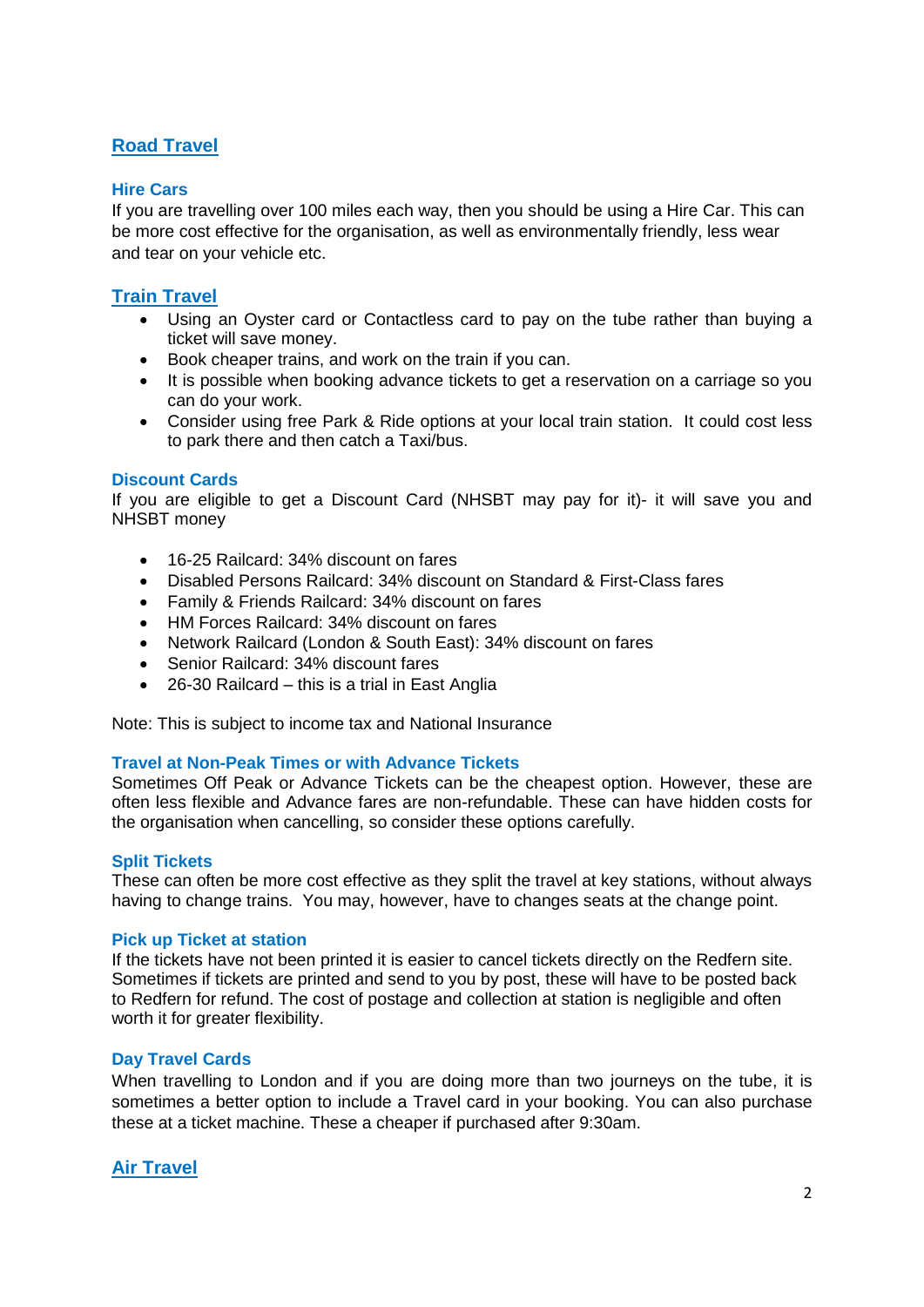## Road Travel

### Hire Cars

If you are travelling over 100 miles each way, then you should be using a Hire Car. This can be more cost effective for the organisation, as well as environmentally friendly, less wear and tear on your vehicle etc.

## Train Travel

- Using an Oyster card or Contactless card to pay on the tube rather than buying a ticket will save money.
- Book cheaper trains, and work on the train if you can.
- It is possible when booking advance tickets to get a reservation on a carriage so you can do your work.
- Consider using free Park & Ride options at your local train station. It could cost less to park there and then catch a Taxi/bus.

### Discount Cards

If you are eligible to get a Discount Card (NHSBT may pay for it)- it will save you and NHSBT money

- 16-25 Railcard: 34% discount on fares
- Disabled Persons Railcard: 34% discount on Standard & First-Class fares
- Family & Friends Railcard: 34% discount on fares
- HM Forces Railcard: 34% discount on fares
- Network Railcard (London & South East): 34% discount on fares
- Senior Railcard: 34% discount fares
- 26-30 Railcard – this is a trial in East Anglia

Note: This is subject to income tax and National Insurance

### Travel at Non-Peak Times or with Advance Tickets

Sometimes Off Peak or Advance Tickets can be the cheapest option. However, these are often less flexible and Advance fares are non-refundable. These can have hidden costs for the organisation when cancelling, so consider these options carefully.

### Split Tickets

These can often be more cost effective as they split the travel at key stations, without always having to change trains. You may, however, have to changes seats at the change point.

### Pick up Ticket at station

If the tickets have not been printed it is easier to cancel tickets directly on the Redfern site. Sometimes if tickets are printed and send to you by post, these will have to be posted back to Redfern for refund. The cost of postage and collection at station is negligible and often worth it for greater flexibility.

### Day Travel Cards

When travelling to London and if you are doing more than two journeys on the tube, it is sometimes a better option to include a Travel card in your booking. You can also purchase these at a ticket machine. These a cheaper if purchased after 9:30am.

## Air Travel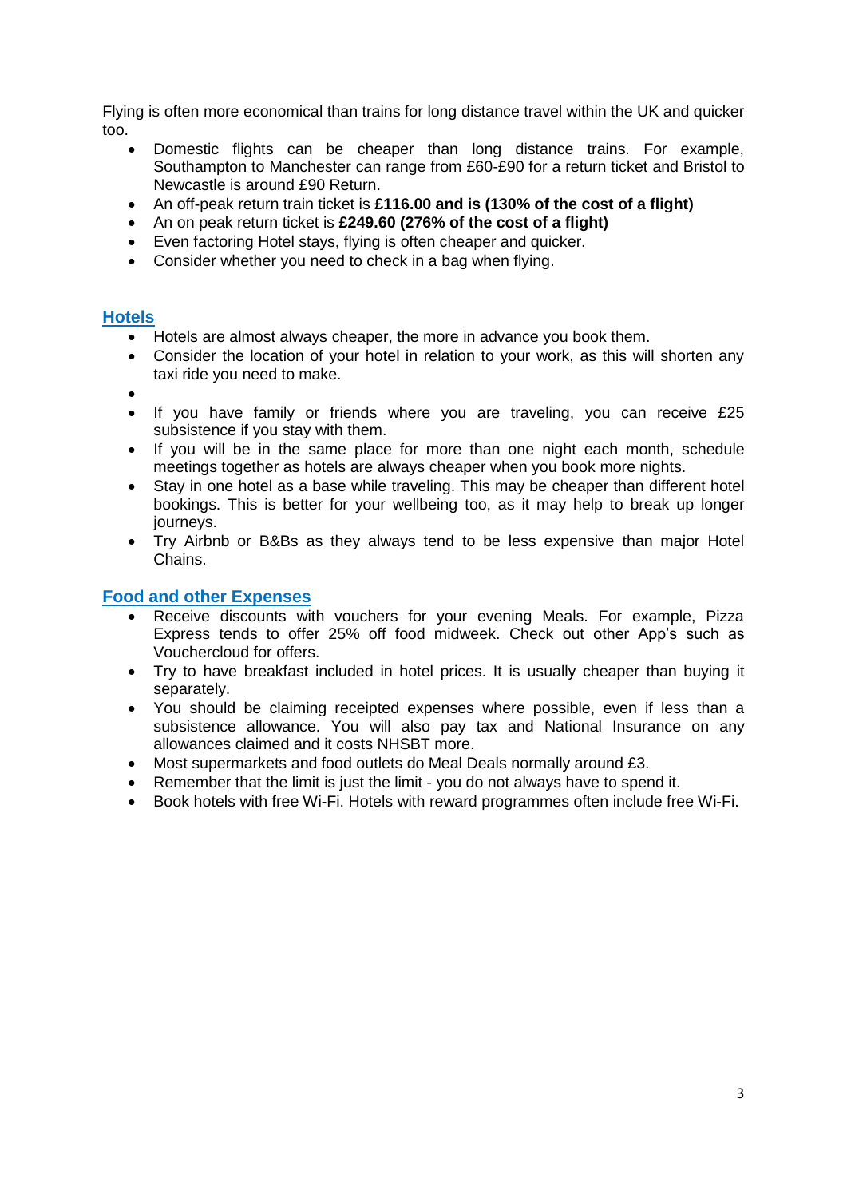Flying is often more economical than trains for long distance travel within the UK and quicker too.

- Domestic flights can be cheaper than long distance trains. For example, Southampton to Manchester can range from £60-£90 for a return ticket and Bristol to Newcastle is around £90 Return.
- An off-peak return train ticket is **£116.00 and is (130% of the cost of a flight)**
- An on peak return ticket is **£249.60 (276% of the cost of a flight)**
- Even factoring Hotel stays, flying is often cheaper and quicker.
- Consider whether you need to check in a bag when flying.

## Hotels

- Hotels are almost always cheaper, the more in advance you book them.
- Consider the location of your hotel in relation to your work, as this will shorten any taxi ride you need to make.
- 
- If you have family or friends where you are traveling, you can receive £25 subsistence if you stay with them.
- If you will be in the same place for more than one night each month, schedule meetings together as hotels are always cheaper when you book more nights.
- Stay in one hotel as a base while traveling. This may be cheaper than different hotel bookings. This is better for your wellbeing too, as it may help to break up longer journeys.
- Try Airbnb or B&Bs as they always tend to be less expensive than major Hotel Chains.

## Food and other Expenses

- Receive discounts with vouchers for your evening Meals. For example, Pizza Express tends to offer 25% off food midweek. Check out other App's such as Vouchercloud for offers.
- Try to have breakfast included in hotel prices. It is usually cheaper than buying it separately.
- You should be claiming receipted expenses where possible, even if less than a subsistence allowance. You will also pay tax and National Insurance on any allowances claimed and it costs NHSBT more.
- Most supermarkets and food outlets do Meal Deals normally around £3.
- Remember that the limit is just the limit - you do not always have to spend it.
- Book hotels with free Wi-Fi. Hotels with reward programmes often include free Wi-Fi.